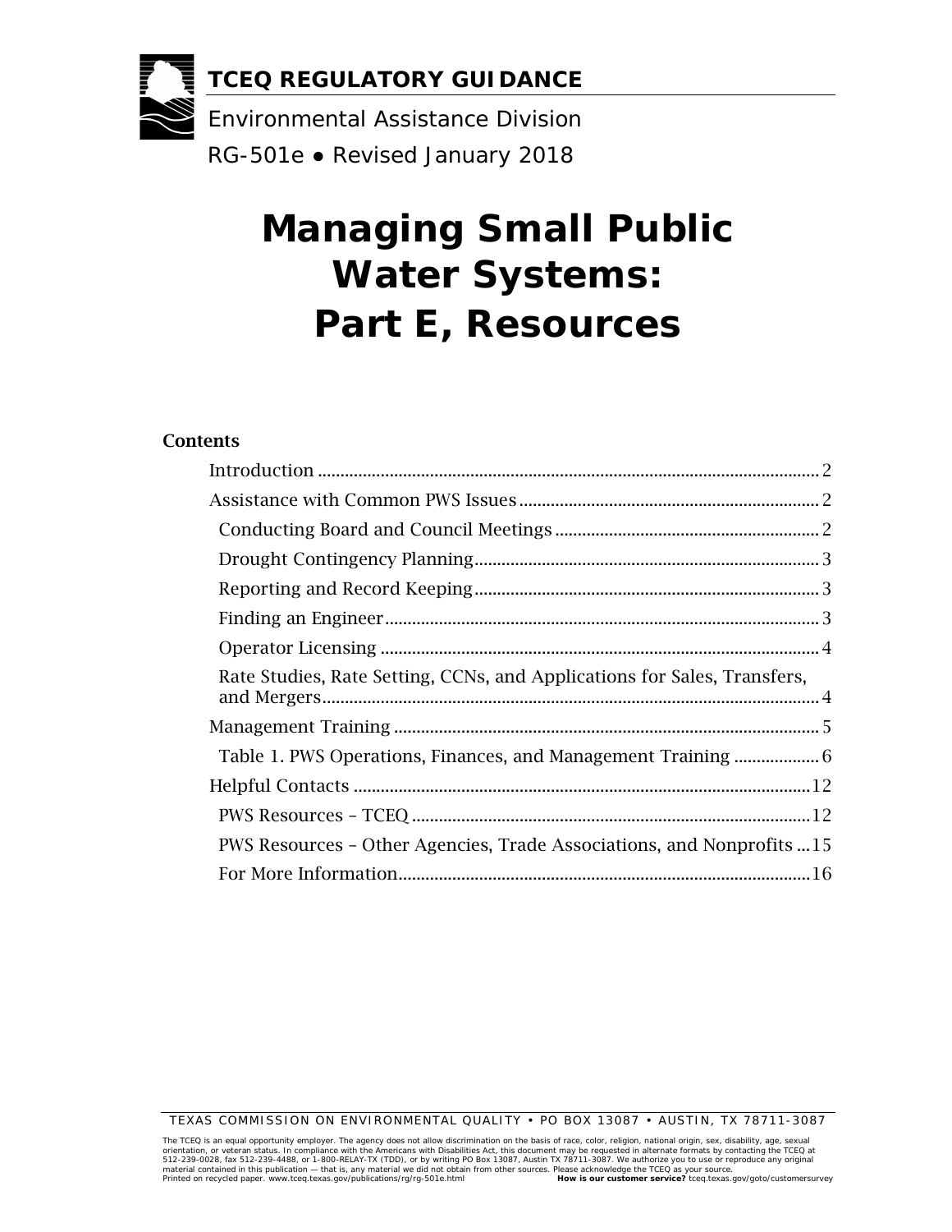**TCEQ REGULATORY GUIDANCE**

Environmental Assistance Division

RG-501e ● Revised January 2018

# Managing Small Public Water Systems: Part E, Resources

## Contents

- Introduction ..... 2
- Assistance with Common PWS Issues ..... 2
  - Conducting Board and Council Meetings ..... 2
  - Drought Contingency Planning ..... 3
  - Reporting and Record Keeping ..... 3
  - Finding an Engineer ..... 3
  - Operator Licensing ..... 4
  - Rate Studies, Rate Setting, CCNs, and Applications for Sales, Transfers, and Mergers ..... 4
- Management Training ..... 5
  - Table 1. PWS Operations, Finances, and Management Training ..... 6
- Helpful Contacts ..... 12
  - PWS Resources – TCEQ ..... 12
  - PWS Resources – Other Agencies, Trade Associations, and Nonprofits ..... 15
  - For More Information ..... 16

TEXAS COMMISSION ON ENVIRONMENTAL QUALITY • PO BOX 13087 • AUSTIN, TX 78711-3087

The TCEQ is an equal opportunity employer. The agency does not allow discrimination on the basis of race, color, religion, national origin, sex, disability, age, sexual orientation, or veteran status. In compliance with the Americans with Disabilities Act, this document may be requested in alternate formats by contacting the TCEQ at 512-239-0028, fax 512-239-4488, or 1-800-RELAY-TX (TDD), or by writing PO Box 13087, Austin TX 78711-3087. We authorize you to use or reproduce any original material contained in this publication — that is, any material we did not obtain from other sources. Please acknowledge the TCEQ as your source.
Printed on recycled paper. www.tceq.texas.gov/publications/rg/rg-501e.html **How is our customer service?** tceq.texas.gov/goto/customersurvey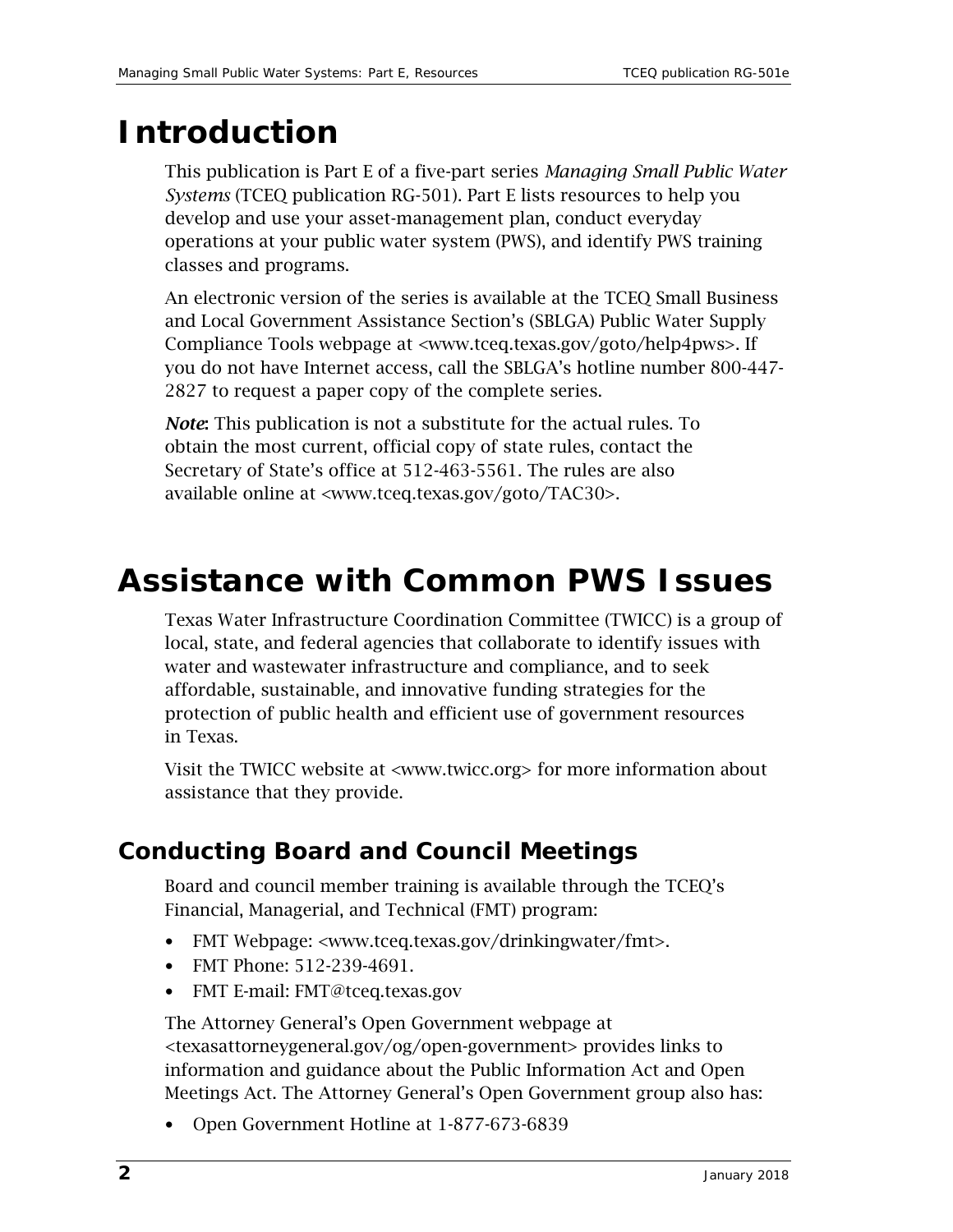# Introduction

This publication is Part E of a five-part series *Managing Small Public Water Systems* (TCEQ publication RG-501). Part E lists resources to help you develop and use your asset-management plan, conduct everyday operations at your public water system (PWS), and identify PWS training classes and programs.

An electronic version of the series is available at the TCEQ Small Business and Local Government Assistance Section's (SBLGA) Public Water Supply Compliance Tools webpage at <www.tceq.texas.gov/goto/help4pws>. If you do not have Internet access, call the SBLGA's hotline number 800-447-2827 to request a paper copy of the complete series.

***Note***: This publication is not a substitute for the actual rules. To obtain the most current, official copy of state rules, contact the Secretary of State's office at 512-463-5561. The rules are also available online at <www.tceq.texas.gov/goto/TAC30>.

# Assistance with Common PWS Issues

Texas Water Infrastructure Coordination Committee (TWICC) is a group of local, state, and federal agencies that collaborate to identify issues with water and wastewater infrastructure and compliance, and to seek affordable, sustainable, and innovative funding strategies for the protection of public health and efficient use of government resources in Texas.

Visit the TWICC website at <www.twicc.org> for more information about assistance that they provide.

## Conducting Board and Council Meetings

Board and council member training is available through the TCEQ's Financial, Managerial, and Technical (FMT) program:

- FMT Webpage: <www.tceq.texas.gov/drinkingwater/fmt>.
- FMT Phone: 512-239-4691.
- FMT E-mail: FMT@tceq.texas.gov

The Attorney General's Open Government webpage at <texasattorneygeneral.gov/og/open-government> provides links to information and guidance about the Public Information Act and Open Meetings Act. The Attorney General's Open Government group also has:

- Open Government Hotline at 1-877-673-6839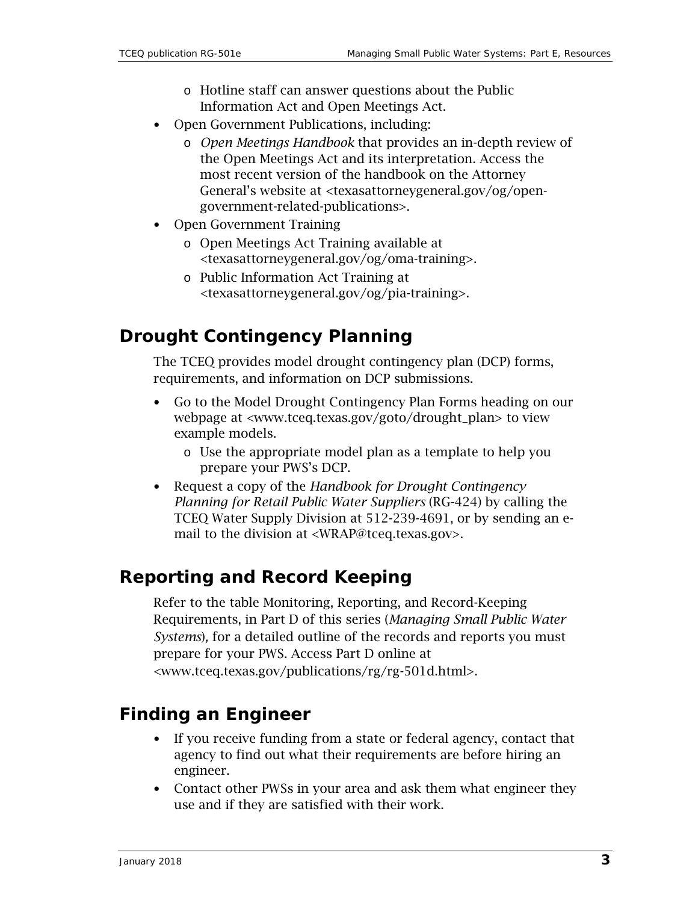- Hotline staff can answer questions about the Public Information Act and Open Meetings Act.
- Open Government Publications, including:
  - *Open Meetings Handbook* that provides an in-depth review of the Open Meetings Act and its interpretation. Access the most recent version of the handbook on the Attorney General's website at <texasattorneygeneral.gov/og/open-government-related-publications>.
- Open Government Training
  - Open Meetings Act Training available at <texasattorneygeneral.gov/og/oma-training>.
  - Public Information Act Training at <texasattorneygeneral.gov/og/pia-training>.

## Drought Contingency Planning

The TCEQ provides model drought contingency plan (DCP) forms, requirements, and information on DCP submissions.

- Go to the Model Drought Contingency Plan Forms heading on our webpage at <www.tceq.texas.gov/goto/drought_plan> to view example models.
  - Use the appropriate model plan as a template to help you prepare your PWS's DCP.
- Request a copy of the *Handbook for Drought Contingency Planning for Retail Public Water Suppliers* (RG-424) by calling the TCEQ Water Supply Division at 512-239-4691, or by sending an e-mail to the division at <WRAP@tceq.texas.gov>.

## Reporting and Record Keeping

Refer to the table Monitoring, Reporting, and Record-Keeping Requirements, in Part D of this series (*Managing Small Public Water Systems*), for a detailed outline of the records and reports you must prepare for your PWS. Access Part D online at <www.tceq.texas.gov/publications/rg/rg-501d.html>.

## Finding an Engineer

- If you receive funding from a state or federal agency, contact that agency to find out what their requirements are before hiring an engineer.
- Contact other PWSs in your area and ask them what engineer they use and if they are satisfied with their work.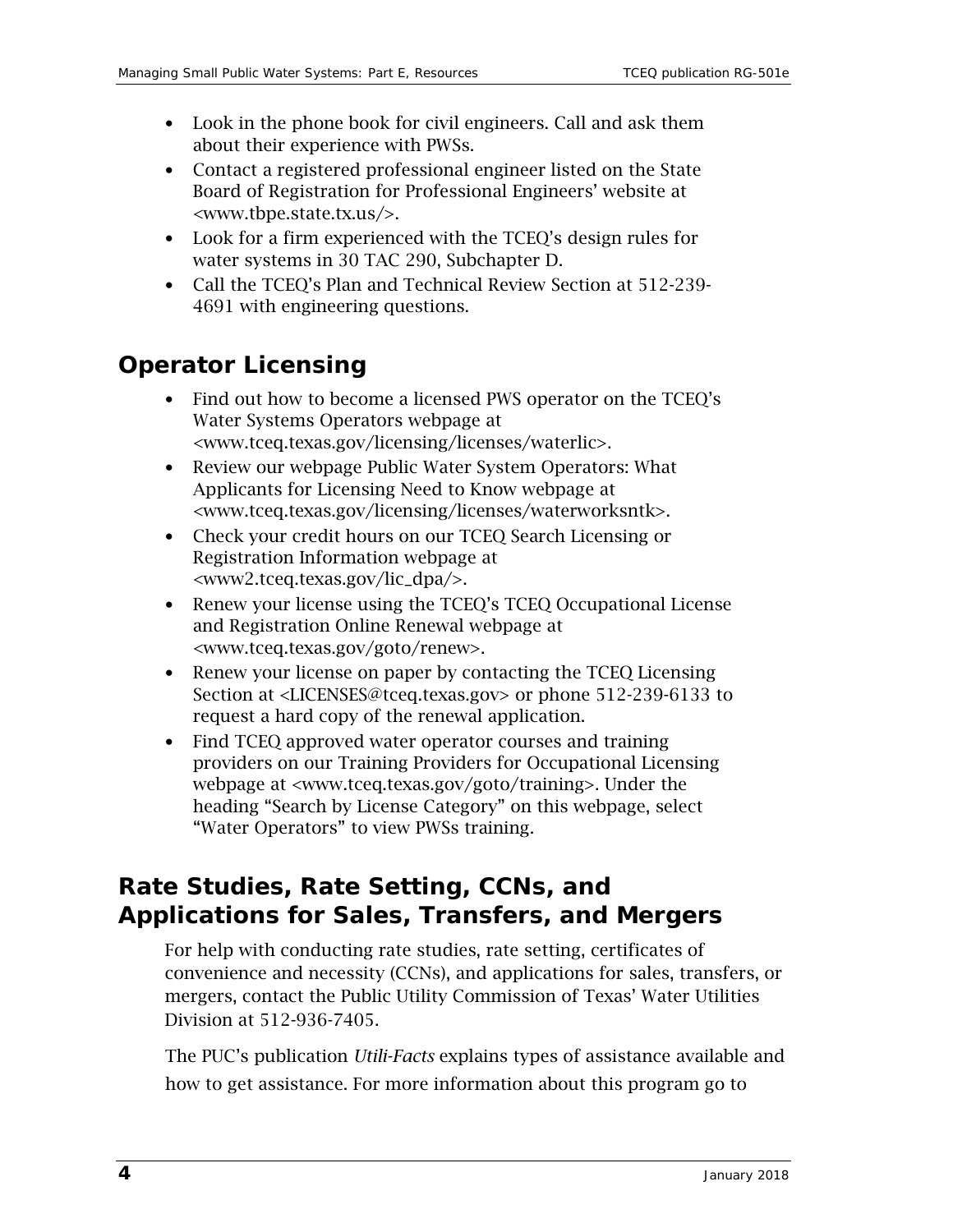- Look in the phone book for civil engineers. Call and ask them about their experience with PWSs.
- Contact a registered professional engineer listed on the State Board of Registration for Professional Engineers' website at <www.tbpe.state.tx.us/>.
- Look for a firm experienced with the TCEQ's design rules for water systems in 30 TAC 290, Subchapter D.
- Call the TCEQ's Plan and Technical Review Section at 512-239-4691 with engineering questions.

## Operator Licensing

- Find out how to become a licensed PWS operator on the TCEQ's Water Systems Operators webpage at <www.tceq.texas.gov/licensing/licenses/waterlic>.
- Review our webpage Public Water System Operators: What Applicants for Licensing Need to Know webpage at <www.tceq.texas.gov/licensing/licenses/waterworksntk>.
- Check your credit hours on our TCEQ Search Licensing or Registration Information webpage at <www2.tceq.texas.gov/lic_dpa/>.
- Renew your license using the TCEQ's TCEQ Occupational License and Registration Online Renewal webpage at <www.tceq.texas.gov/goto/renew>.
- Renew your license on paper by contacting the TCEQ Licensing Section at <LICENSES@tceq.texas.gov> or phone 512-239-6133 to request a hard copy of the renewal application.
- Find TCEQ approved water operator courses and training providers on our Training Providers for Occupational Licensing webpage at <www.tceq.texas.gov/goto/training>. Under the heading "Search by License Category" on this webpage, select "Water Operators" to view PWSs training.

## Rate Studies, Rate Setting, CCNs, and Applications for Sales, Transfers, and Mergers

For help with conducting rate studies, rate setting, certificates of convenience and necessity (CCNs), and applications for sales, transfers, or mergers, contact the Public Utility Commission of Texas' Water Utilities Division at 512-936-7405.

The PUC's publication *Utili-Facts* explains types of assistance available and how to get assistance. For more information about this program go to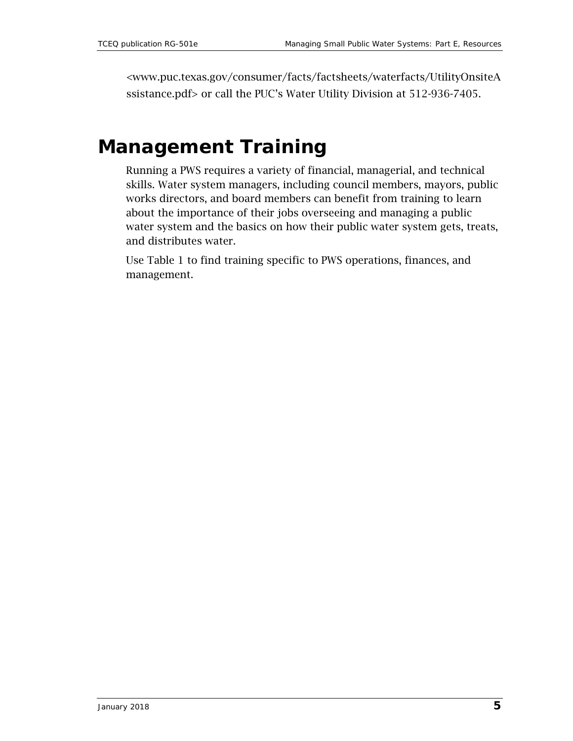<www.puc.texas.gov/consumer/facts/factsheets/waterfacts/UtilityOnsiteAssistance.pdf> or call the PUC's Water Utility Division at 512-936-7405.

# Management Training

Running a PWS requires a variety of financial, managerial, and technical skills. Water system managers, including council members, mayors, public works directors, and board members can benefit from training to learn about the importance of their jobs overseeing and managing a public water system and the basics on how their public water system gets, treats, and distributes water.

Use Table 1 to find training specific to PWS operations, finances, and management.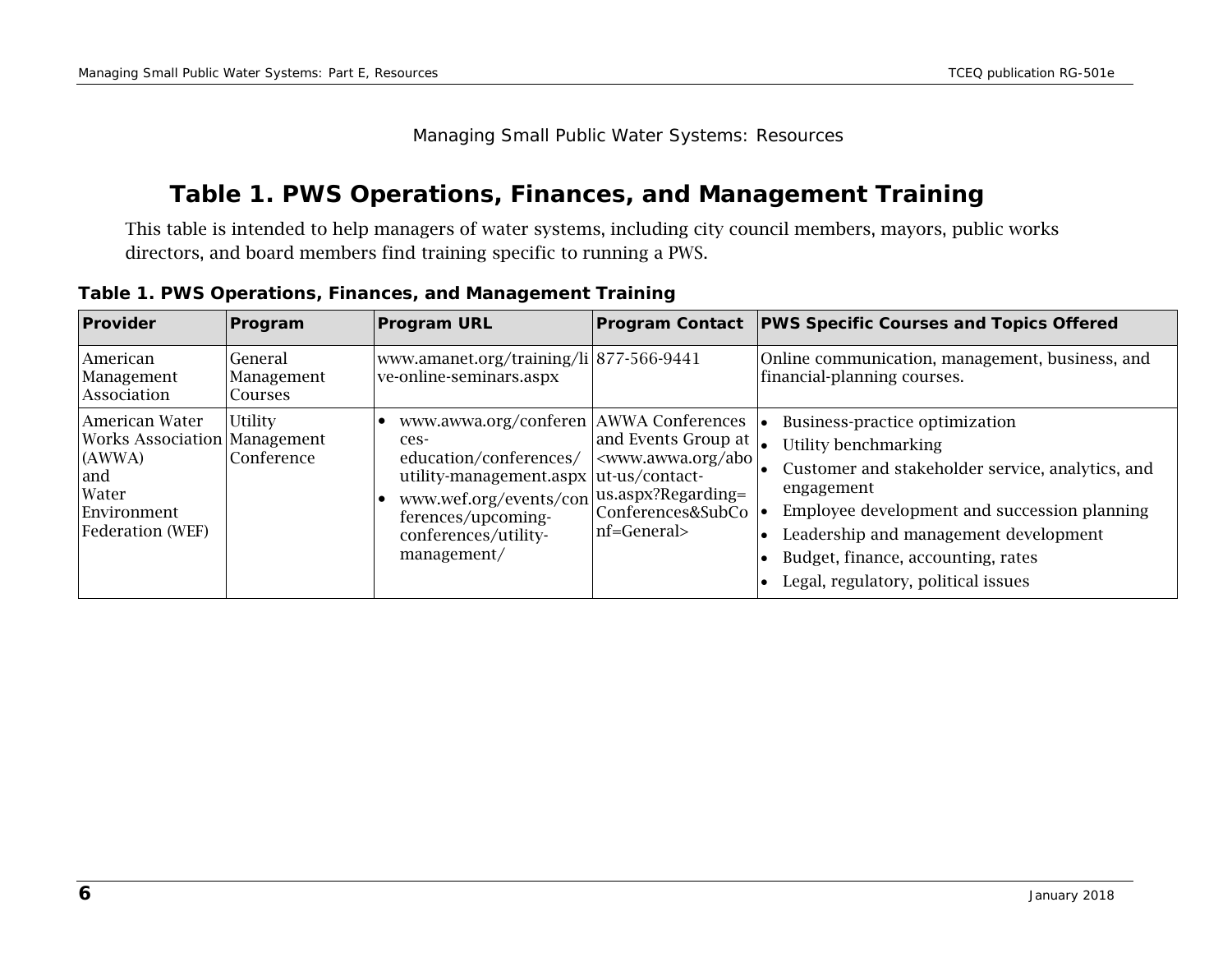Managing Small Public Water Systems: Resources

# Table 1. PWS Operations, Finances, and Management Training

This table is intended to help managers of water systems, including city council members, mayors, public works directors, and board members find training specific to running a PWS.

**Table 1. PWS Operations, Finances, and Management Training**

| Provider | Program | Program URL | Program Contact | PWS Specific Courses and Topics Offered |
|---|---|---|---|---|
| American Management Association | General Management Courses | www.amanet.org/training/live-online-seminars.aspx | 877-566-9441 | Online communication, management, business, and financial-planning courses. |
| American Water Works Association (AWWA) and Water Environment Federation (WEF) | Utility Management Conference | • www.awwa.org/conferences-education/conferences/utility-management.aspx<br>• www.wef.org/events/conferences/upcoming-conferences/utility-management/ | AWWA Conferences and Events Group at <www.awwa.org/about-us/contact-us.aspx?Regarding=Conferences&SubConf=General> | • Business-practice optimization<br>• Utility benchmarking<br>• Customer and stakeholder service, analytics, and engagement<br>• Employee development and succession planning<br>• Leadership and management development<br>• Budget, finance, accounting, rates<br>• Legal, regulatory, political issues |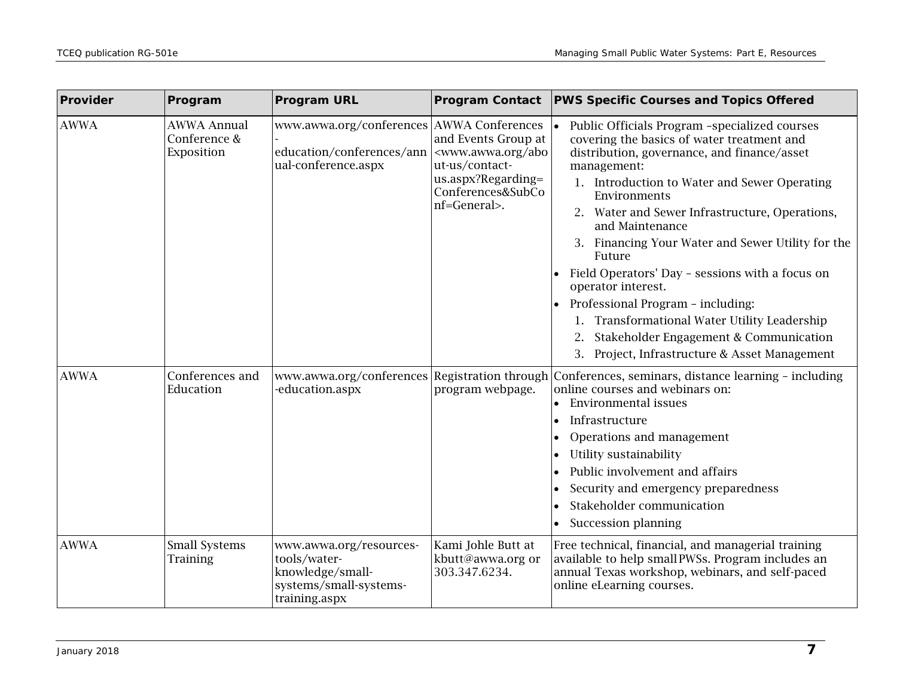| Provider | Program | Program URL | Program Contact | PWS Specific Courses and Topics Offered |
|---|---|---|---|---|
| AWWA | AWWA Annual Conference & Exposition | www.awwa.org/conferences-education/conferences/annual-conference.aspx | AWWA Conferences and Events Group at <www.awwa.org/about-us/contact-us.aspx?Regarding=Conferences&SubConf=General>. | • Public Officials Program –specialized courses covering the basics of water treatment and distribution, governance, and finance/asset management:<br>1. Introduction to Water and Sewer Operating Environments<br>2. Water and Sewer Infrastructure, Operations, and Maintenance<br>3. Financing Your Water and Sewer Utility for the Future<br>• Field Operators' Day – sessions with a focus on operator interest.<br>• Professional Program – including:<br>1. Transformational Water Utility Leadership<br>2. Stakeholder Engagement & Communication<br>3. Project, Infrastructure & Asset Management |
| AWWA | Conferences and Education | www.awwa.org/conferences-education.aspx | Registration through program webpage. | Conferences, seminars, distance learning – including online courses and webinars on:<br>• Environmental issues<br>• Infrastructure<br>• Operations and management<br>• Utility sustainability<br>• Public involvement and affairs<br>• Security and emergency preparedness<br>• Stakeholder communication<br>• Succession planning |
| AWWA | Small Systems Training | www.awwa.org/resources-tools/water-knowledge/small-systems/small-systems-training.aspx | Kami Johle Butt at kbutt@awwa.org or 303.347.6234. | Free technical, financial, and managerial training available to help small PWSs. Program includes an annual Texas workshop, webinars, and self-paced online eLearning courses. |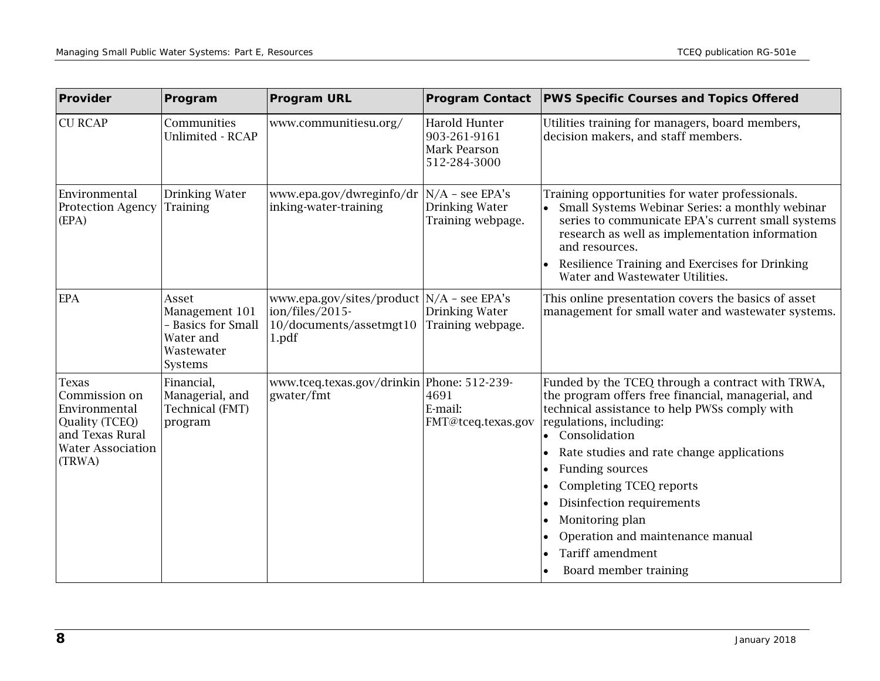| Provider | Program | Program URL | Program Contact | PWS Specific Courses and Topics Offered |
|---|---|---|---|---|
| CU RCAP | Communities Unlimited - RCAP | www.communitiesu.org/ | Harold Hunter 903-261-9161 Mark Pearson 512-284-3000 | Utilities training for managers, board members, decision makers, and staff members. |
| Environmental Protection Agency (EPA) | Drinking Water Training | www.epa.gov/dwreginfo/drinking-water-training | N/A – see EPA's Drinking Water Training webpage. | Training opportunities for water professionals. • Small Systems Webinar Series: a monthly webinar series to communicate EPA's current small systems research as well as implementation information and resources. • Resilience Training and Exercises for Drinking Water and Wastewater Utilities. |
| EPA | Asset Management 101 – Basics for Small Water and Wastewater Systems | www.epa.gov/sites/production/files/2015-10/documents/assetmgt101.pdf | N/A – see EPA's Drinking Water Training webpage. | This online presentation covers the basics of asset management for small water and wastewater systems. |
| Texas Commission on Environmental Quality (TCEQ) and Texas Rural Water Association (TRWA) | Financial, Managerial, and Technical (FMT) program | www.tceq.texas.gov/drinkingwater/fmt | Phone: 512-239-4691 E-mail: FMT@tceq.texas.gov | Funded by the TCEQ through a contract with TRWA, the program offers free financial, managerial, and technical assistance to help PWSs comply with regulations, including: • Consolidation • Rate studies and rate change applications • Funding sources • Completing TCEQ reports • Disinfection requirements • Monitoring plan • Operation and maintenance manual • Tariff amendment • Board member training |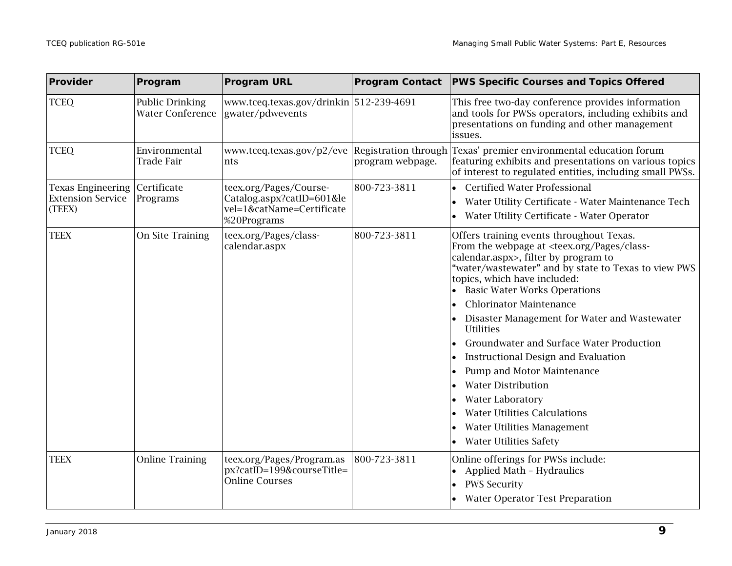| Provider | Program | Program URL | Program Contact | PWS Specific Courses and Topics Offered |
|---|---|---|---|---|
| TCEQ | Public Drinking Water Conference | www.tceq.texas.gov/drinkingwater/pdwevents | 512-239-4691 | This free two-day conference provides information and tools for PWSs operators, including exhibits and presentations on funding and other management issues. |
| TCEQ | Environmental Trade Fair | www.tceq.texas.gov/p2/events | Registration through program webpage. | Texas' premier environmental education forum featuring exhibits and presentations on various topics of interest to regulated entities, including small PWSs. |
| Texas Engineering Extension Service (TEEX) | Certificate Programs | teex.org/Pages/Course-Catalog.aspx?catID=601&level=1&catName=Certificate%20Programs | 800-723-3811 | • Certified Water Professional<br>• Water Utility Certificate - Water Maintenance Tech<br>• Water Utility Certificate - Water Operator |
| TEEX | On Site Training | teex.org/Pages/class-calendar.aspx | 800-723-3811 | Offers training events throughout Texas. From the webpage at <teex.org/Pages/class-calendar.aspx>, filter by program to "water/wastewater" and by state to Texas to view PWS topics, which have included:<br>• Basic Water Works Operations<br>• Chlorinator Maintenance<br>• Disaster Management for Water and Wastewater Utilities<br>• Groundwater and Surface Water Production<br>• Instructional Design and Evaluation<br>• Pump and Motor Maintenance<br>• Water Distribution<br>• Water Laboratory<br>• Water Utilities Calculations<br>• Water Utilities Management<br>• Water Utilities Safety |
| TEEX | Online Training | teex.org/Pages/Program.aspx?catID=199&courseTitle=Online Courses | 800-723-3811 | Online offerings for PWSs include:<br>• Applied Math – Hydraulics<br>• PWS Security<br>• Water Operator Test Preparation |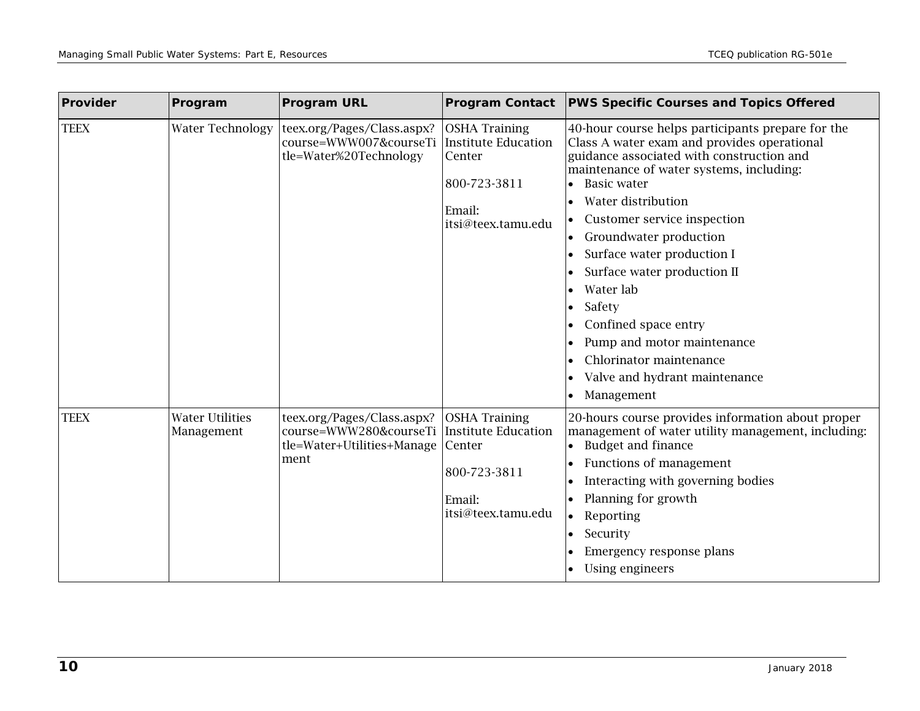| Provider | Program | Program URL | Program Contact | PWS Specific Courses and Topics Offered |
|---|---|---|---|---|
| TEEX | Water Technology | teex.org/Pages/Class.aspx?course=WWW007&courseTitle=Water%20Technology | OSHA Training Institute Education Center<br><br>800-723-3811<br><br>Email: itsi@teex.tamu.edu | 40-hour course helps participants prepare for the Class A water exam and provides operational guidance associated with construction and maintenance of water systems, including:<br>• Basic water<br>• Water distribution<br>• Customer service inspection<br>• Groundwater production<br>• Surface water production I<br>• Surface water production II<br>• Water lab<br>• Safety<br>• Confined space entry<br>• Pump and motor maintenance<br>• Chlorinator maintenance<br>• Valve and hydrant maintenance<br>• Management |
| TEEX | Water Utilities Management | teex.org/Pages/Class.aspx?course=WWW280&courseTitle=Water+Utilities+Management | OSHA Training Institute Education Center<br><br>800-723-3811<br><br>Email: itsi@teex.tamu.edu | 20-hours course provides information about proper management of water utility management, including:<br>• Budget and finance<br>• Functions of management<br>• Interacting with governing bodies<br>• Planning for growth<br>• Reporting<br>• Security<br>• Emergency response plans<br>• Using engineers |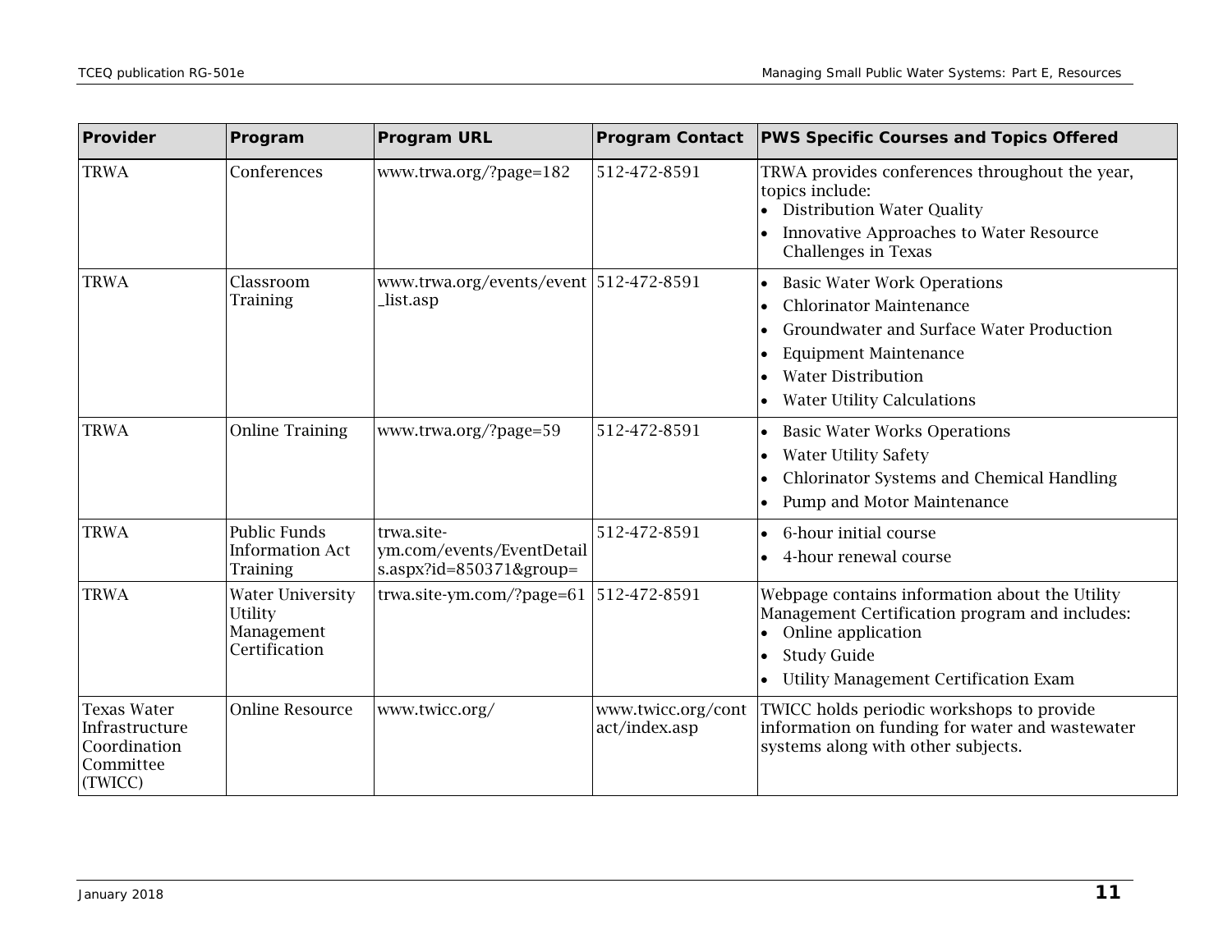| Provider | Program | Program URL | Program Contact | PWS Specific Courses and Topics Offered |
|---|---|---|---|---|
| TRWA | Conferences | www.trwa.org/?page=182 | 512-472-8591 | TRWA provides conferences throughout the year, topics include: <br>• Distribution Water Quality <br>• Innovative Approaches to Water Resource Challenges in Texas |
| TRWA | Classroom Training | www.trwa.org/events/event_list.asp | 512-472-8591 | • Basic Water Work Operations <br>• Chlorinator Maintenance <br>• Groundwater and Surface Water Production <br>• Equipment Maintenance <br>• Water Distribution <br>• Water Utility Calculations |
| TRWA | Online Training | www.trwa.org/?page=59 | 512-472-8591 | • Basic Water Works Operations <br>• Water Utility Safety <br>• Chlorinator Systems and Chemical Handling <br>• Pump and Motor Maintenance |
| TRWA | Public Funds Information Act Training | trwa.site-ym.com/events/EventDetails.aspx?id=850371&group= | 512-472-8591 | • 6-hour initial course <br>• 4-hour renewal course |
| TRWA | Water University Utility Management Certification | trwa.site-ym.com/?page=61 | 512-472-8591 | Webpage contains information about the Utility Management Certification program and includes: <br>• Online application <br>• Study Guide <br>• Utility Management Certification Exam |
| Texas Water Infrastructure Coordination Committee (TWICC) | Online Resource | www.twicc.org/ | www.twicc.org/contact/index.asp | TWICC holds periodic workshops to provide information on funding for water and wastewater systems along with other subjects. |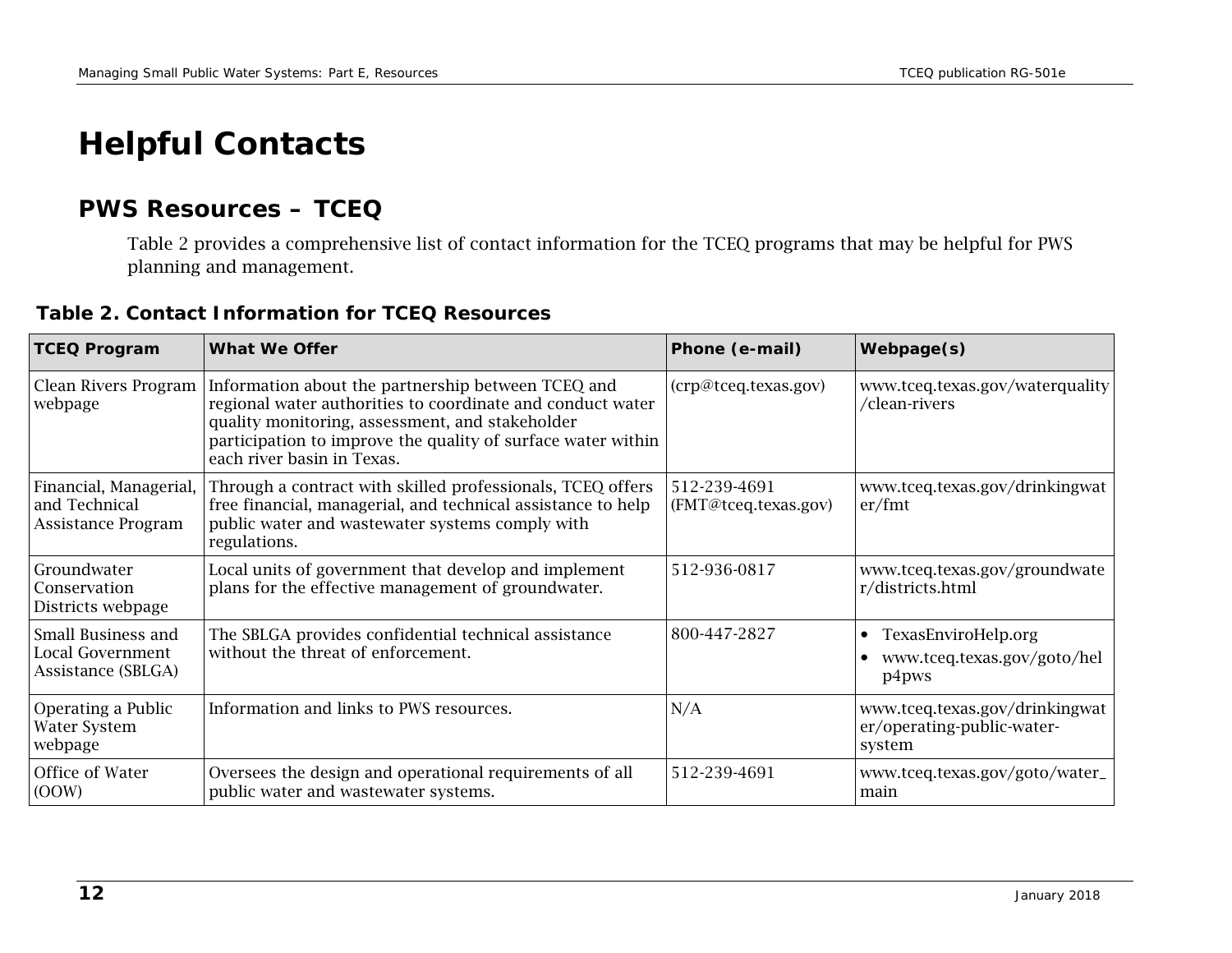# Helpful Contacts

## PWS Resources – TCEQ

Table 2 provides a comprehensive list of contact information for the TCEQ programs that may be helpful for PWS planning and management.

**Table 2. Contact Information for TCEQ Resources**

| TCEQ Program | What We Offer | Phone (e-mail) | Webpage(s) |
|---|---|---|---|
| Clean Rivers Program webpage | Information about the partnership between TCEQ and regional water authorities to coordinate and conduct water quality monitoring, assessment, and stakeholder participation to improve the quality of surface water within each river basin in Texas. | (crp@tceq.texas.gov) | www.tceq.texas.gov/waterquality/clean-rivers |
| Financial, Managerial, and Technical Assistance Program | Through a contract with skilled professionals, TCEQ offers free financial, managerial, and technical assistance to help public water and wastewater systems comply with regulations. | 512-239-4691 (FMT@tceq.texas.gov) | www.tceq.texas.gov/drinkingwater/fmt |
| Groundwater Conservation Districts webpage | Local units of government that develop and implement plans for the effective management of groundwater. | 512-936-0817 | www.tceq.texas.gov/groundwater/districts.html |
| Small Business and Local Government Assistance (SBLGA) | The SBLGA provides confidential technical assistance without the threat of enforcement. | 800-447-2827 | • TexasEnviroHelp.org<br>• www.tceq.texas.gov/goto/help4pws |
| Operating a Public Water System webpage | Information and links to PWS resources. | N/A | www.tceq.texas.gov/drinkingwater/operating-public-water-system |
| Office of Water (OOW) | Oversees the design and operational requirements of all public water and wastewater systems. | 512-239-4691 | www.tceq.texas.gov/goto/water_main |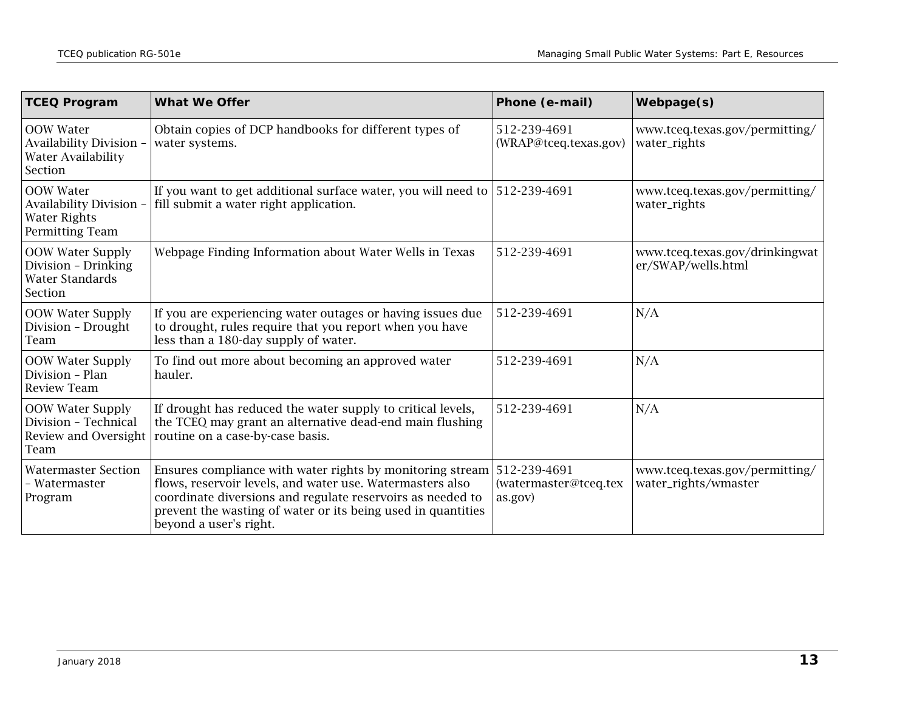| TCEQ Program | What We Offer | Phone (e-mail) | Webpage(s) |
|---|---|---|---|
| OOW Water Availability Division – Water Availability Section | Obtain copies of DCP handbooks for different types of water systems. | 512-239-4691 (WRAP@tceq.texas.gov) | www.tceq.texas.gov/permitting/water_rights |
| OOW Water Availability Division – Water Rights Permitting Team | If you want to get additional surface water, you will need to fill submit a water right application. | 512-239-4691 | www.tceq.texas.gov/permitting/water_rights |
| OOW Water Supply Division – Drinking Water Standards Section | Webpage Finding Information about Water Wells in Texas | 512-239-4691 | www.tceq.texas.gov/drinkingwater/SWAP/wells.html |
| OOW Water Supply Division – Drought Team | If you are experiencing water outages or having issues due to drought, rules require that you report when you have less than a 180-day supply of water. | 512-239-4691 | N/A |
| OOW Water Supply Division – Plan Review Team | To find out more about becoming an approved water hauler. | 512-239-4691 | N/A |
| OOW Water Supply Division – Technical Review and Oversight Team | If drought has reduced the water supply to critical levels, the TCEQ may grant an alternative dead-end main flushing routine on a case-by-case basis. | 512-239-4691 | N/A |
| Watermaster Section – Watermaster Program | Ensures compliance with water rights by monitoring stream flows, reservoir levels, and water use. Watermasters also coordinate diversions and regulate reservoirs as needed to prevent the wasting of water or its being used in quantities beyond a user's right. | 512-239-4691 (watermaster@tceq.texas.gov) | www.tceq.texas.gov/permitting/water_rights/wmaster |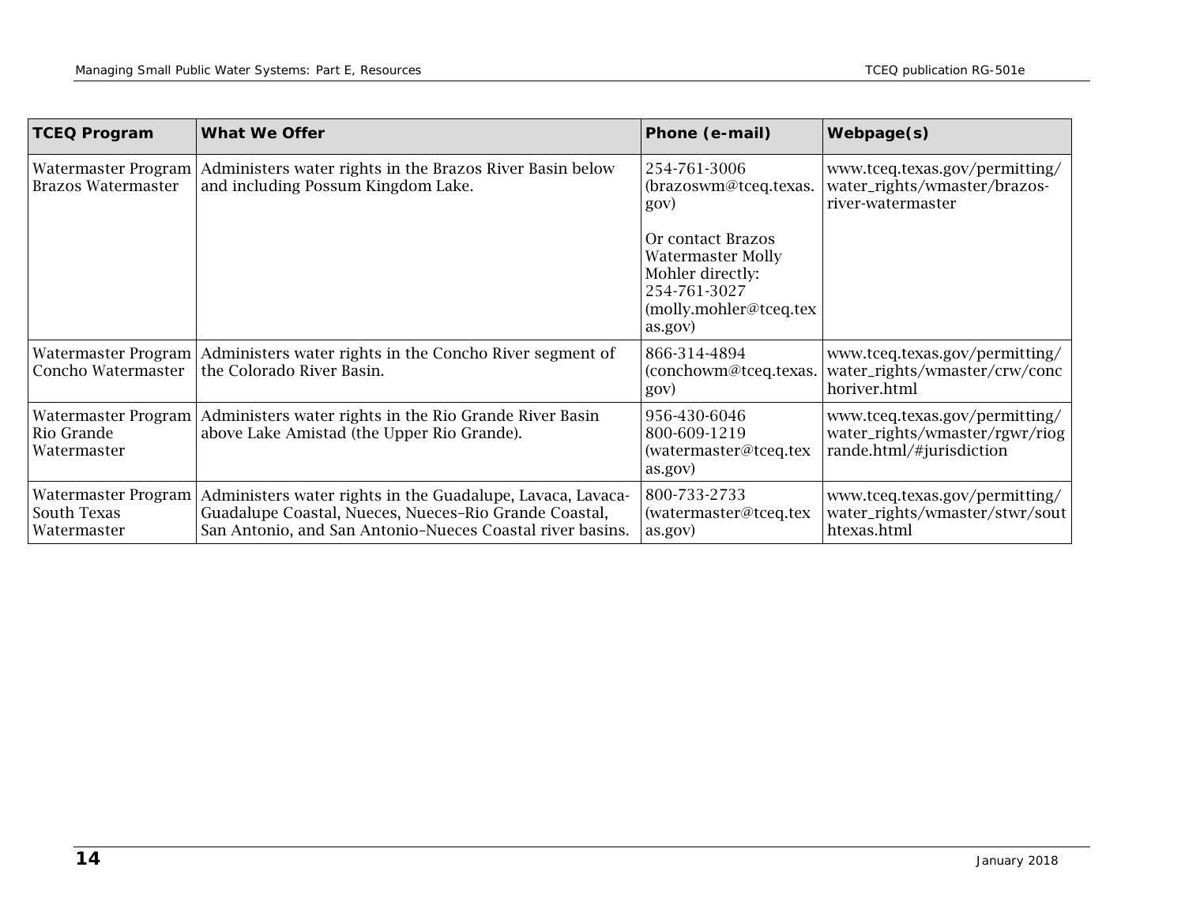| TCEQ Program | What We Offer | Phone (e-mail) | Webpage(s) |
|---|---|---|---|
| Watermaster Program Brazos Watermaster | Administers water rights in the Brazos River Basin below and including Possum Kingdom Lake. | 254-761-3006 (brazoswm@tceq.texas.gov)<br><br>Or contact Brazos Watermaster Molly Mohler directly: 254-761-3027 (molly.mohler@tceq.texas.gov) | www.tceq.texas.gov/permitting/water_rights/wmaster/brazos-river-watermaster |
| Watermaster Program Concho Watermaster | Administers water rights in the Concho River segment of the Colorado River Basin. | 866-314-4894 (conchowm@tceq.texas.gov) | www.tceq.texas.gov/permitting/water_rights/wmaster/crw/conchoriver.html |
| Watermaster Program Rio Grande Watermaster | Administers water rights in the Rio Grande River Basin above Lake Amistad (the Upper Rio Grande). | 956-430-6046<br>800-609-1219<br>(watermaster@tceq.texas.gov) | www.tceq.texas.gov/permitting/water_rights/wmaster/rgwr/riogrande.html/#jurisdiction |
| Watermaster Program South Texas Watermaster | Administers water rights in the Guadalupe, Lavaca, Lavaca-Guadalupe Coastal, Nueces, Nueces–Rio Grande Coastal, San Antonio, and San Antonio–Nueces Coastal river basins. | 800-733-2733 (watermaster@tceq.texas.gov) | www.tceq.texas.gov/permitting/water_rights/wmaster/stwr/southtexas.html |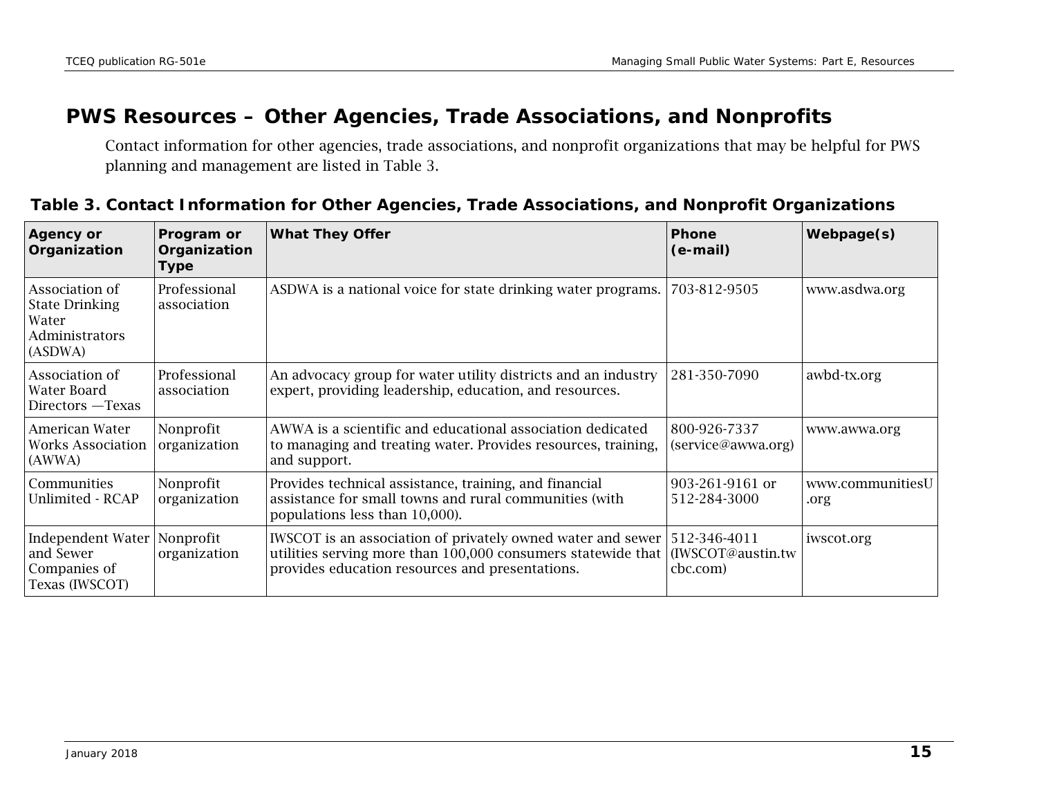## PWS Resources – Other Agencies, Trade Associations, and Nonprofits

Contact information for other agencies, trade associations, and nonprofit organizations that may be helpful for PWS planning and management are listed in Table 3.

**Table 3. Contact Information for Other Agencies, Trade Associations, and Nonprofit Organizations**

| Agency or Organization | Program or Organization Type | What They Offer | Phone (e-mail) | Webpage(s) |
|---|---|---|---|---|
| Association of State Drinking Water Administrators (ASDWA) | Professional association | ASDWA is a national voice for state drinking water programs. | 703-812-9505 | www.asdwa.org |
| Association of Water Board Directors —Texas | Professional association | An advocacy group for water utility districts and an industry expert, providing leadership, education, and resources. | 281-350-7090 | awbd-tx.org |
| American Water Works Association (AWWA) | Nonprofit organization | AWWA is a scientific and educational association dedicated to managing and treating water. Provides resources, training, and support. | 800-926-7337 (service@awwa.org) | www.awwa.org |
| Communities Unlimited - RCAP | Nonprofit organization | Provides technical assistance, training, and financial assistance for small towns and rural communities (with populations less than 10,000). | 903-261-9161 or 512-284-3000 | www.communitiesU.org |
| Independent Water and Sewer Companies of Texas (IWSCOT) | Nonprofit organization | IWSCOT is an association of privately owned water and sewer utilities serving more than 100,000 consumers statewide that provides education resources and presentations. | 512-346-4011 (IWSCOT@austin.twcbc.com) | iwscot.org |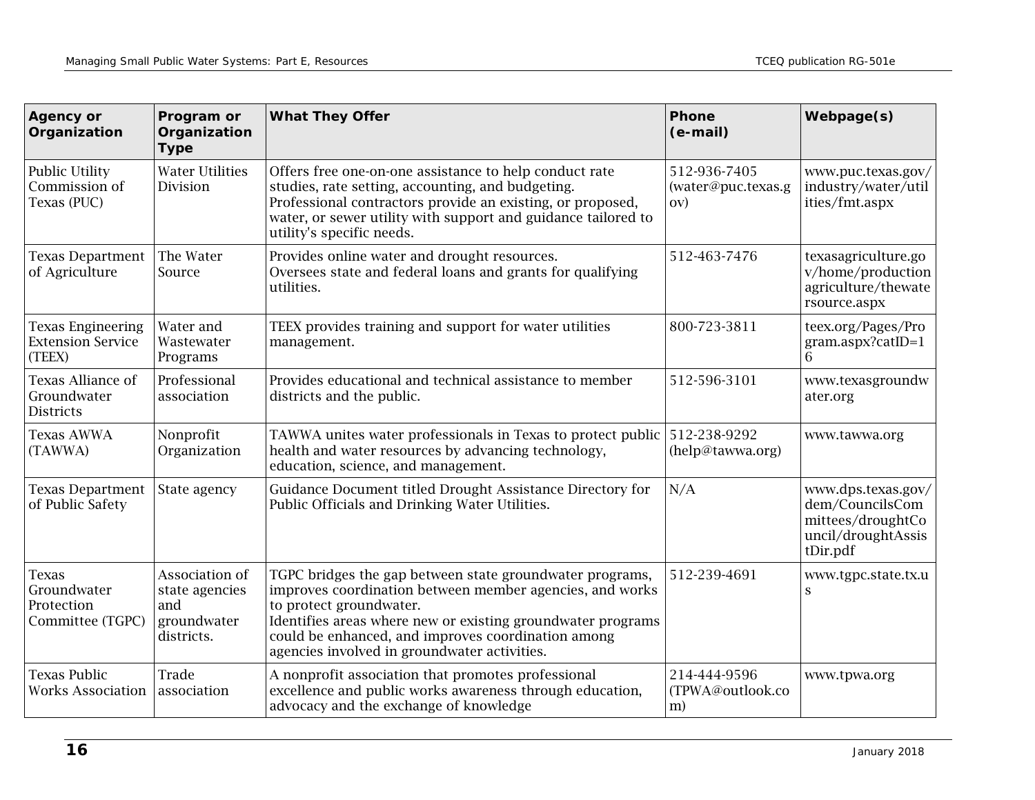| Agency or Organization | Program or Organization Type | What They Offer | Phone (e-mail) | Webpage(s) |
|---|---|---|---|---|
| Public Utility Commission of Texas (PUC) | Water Utilities Division | Offers free one-on-one assistance to help conduct rate studies, rate setting, accounting, and budgeting. Professional contractors provide an existing, or proposed, water, or sewer utility with support and guidance tailored to utility's specific needs. | 512-936-7405 (water@puc.texas.gov) | www.puc.texas.gov/industry/water/utilities/fmt.aspx |
| Texas Department of Agriculture | The Water Source | Provides online water and drought resources. Oversees state and federal loans and grants for qualifying utilities. | 512-463-7476 | texasagriculture.gov/home/productionagriculture/thewatersource.aspx |
| Texas Engineering Extension Service (TEEX) | Water and Wastewater Programs | TEEX provides training and support for water utilities management. | 800-723-3811 | teex.org/Pages/Program.aspx?catID=16 |
| Texas Alliance of Groundwater Districts | Professional association | Provides educational and technical assistance to member districts and the public. | 512-596-3101 | www.texasgroundwater.org |
| Texas AWWA (TAWWA) | Nonprofit Organization | TAWWA unites water professionals in Texas to protect public health and water resources by advancing technology, education, science, and management. | 512-238-9292 (help@tawwa.org) | www.tawwa.org |
| Texas Department of Public Safety | State agency | Guidance Document titled Drought Assistance Directory for Public Officials and Drinking Water Utilities. | N/A | www.dps.texas.gov/dem/CouncilsCommittees/droughtCouncil/droughtAssistDir.pdf |
| Texas Groundwater Protection Committee (TGPC) | Association of state agencies and groundwater districts. | TGPC bridges the gap between state groundwater programs, improves coordination between member agencies, and works to protect groundwater. Identifies areas where new or existing groundwater programs could be enhanced, and improves coordination among agencies involved in groundwater activities. | 512-239-4691 | www.tgpc.state.tx.us |
| Texas Public Works Association | Trade association | A nonprofit association that promotes professional excellence and public works awareness through education, advocacy and the exchange of knowledge | 214-444-9596 (TPWA@outlook.com) | www.tpwa.org |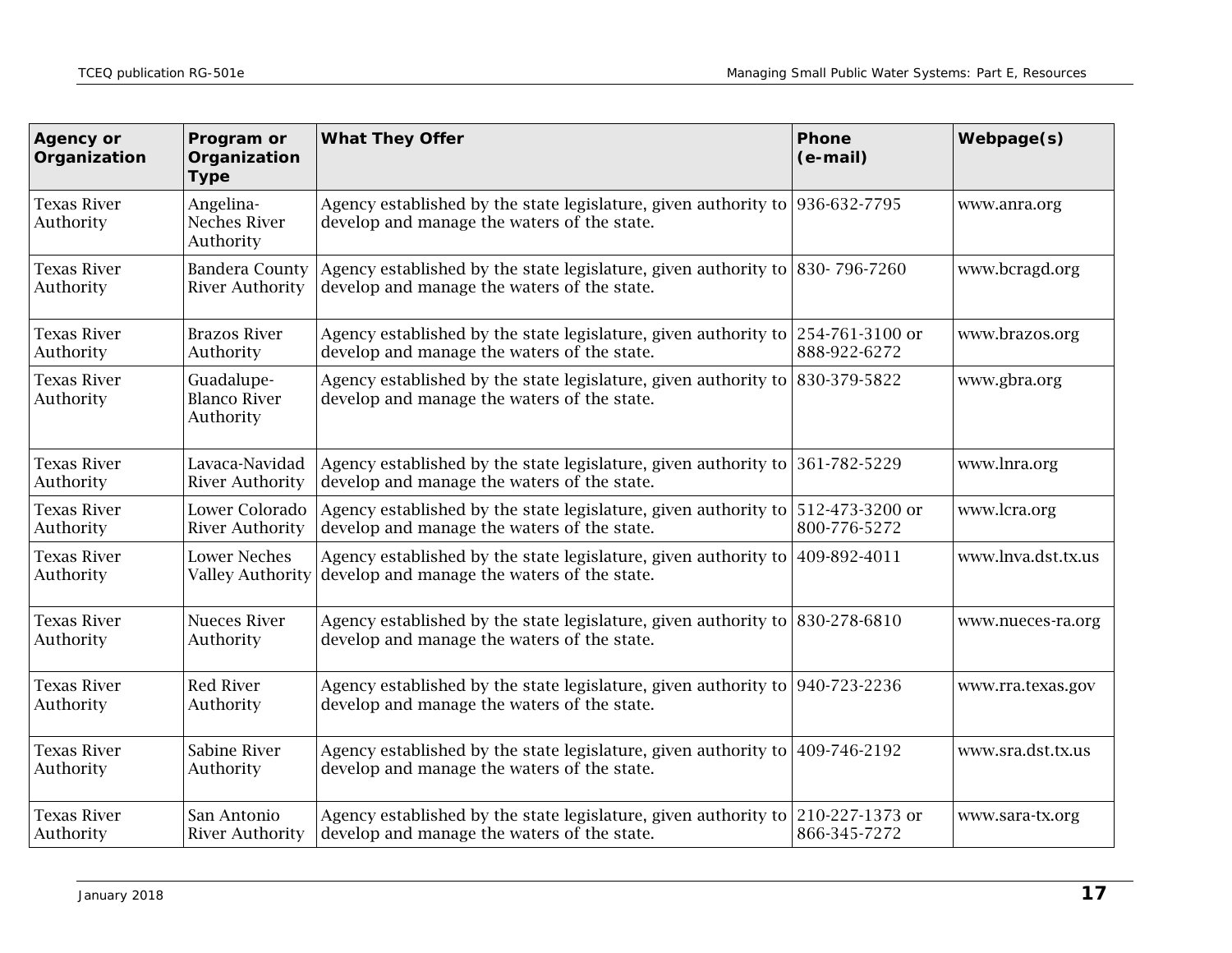| Agency or Organization | Program or Organization Type | What They Offer | Phone (e-mail) | Webpage(s) |
|---|---|---|---|---|
| Texas River Authority | Angelina-Neches River Authority | Agency established by the state legislature, given authority to develop and manage the waters of the state. | 936-632-7795 | www.anra.org |
| Texas River Authority | Bandera County River Authority | Agency established by the state legislature, given authority to develop and manage the waters of the state. | 830- 796-7260 | www.bcragd.org |
| Texas River Authority | Brazos River Authority | Agency established by the state legislature, given authority to develop and manage the waters of the state. | 254-761-3100 or 888-922-6272 | www.brazos.org |
| Texas River Authority | Guadalupe-Blanco River Authority | Agency established by the state legislature, given authority to develop and manage the waters of the state. | 830-379-5822 | www.gbra.org |
| Texas River Authority | Lavaca-Navidad River Authority | Agency established by the state legislature, given authority to develop and manage the waters of the state. | 361-782-5229 | www.lnra.org |
| Texas River Authority | Lower Colorado River Authority | Agency established by the state legislature, given authority to develop and manage the waters of the state. | 512-473-3200 or 800-776-5272 | www.lcra.org |
| Texas River Authority | Lower Neches Valley Authority | Agency established by the state legislature, given authority to develop and manage the waters of the state. | 409-892-4011 | www.lnva.dst.tx.us |
| Texas River Authority | Nueces River Authority | Agency established by the state legislature, given authority to develop and manage the waters of the state. | 830-278-6810 | www.nueces-ra.org |
| Texas River Authority | Red River Authority | Agency established by the state legislature, given authority to develop and manage the waters of the state. | 940-723-2236 | www.rra.texas.gov |
| Texas River Authority | Sabine River Authority | Agency established by the state legislature, given authority to develop and manage the waters of the state. | 409-746-2192 | www.sra.dst.tx.us |
| Texas River Authority | San Antonio River Authority | Agency established by the state legislature, given authority to develop and manage the waters of the state. | 210-227-1373 or 866-345-7272 | www.sara-tx.org |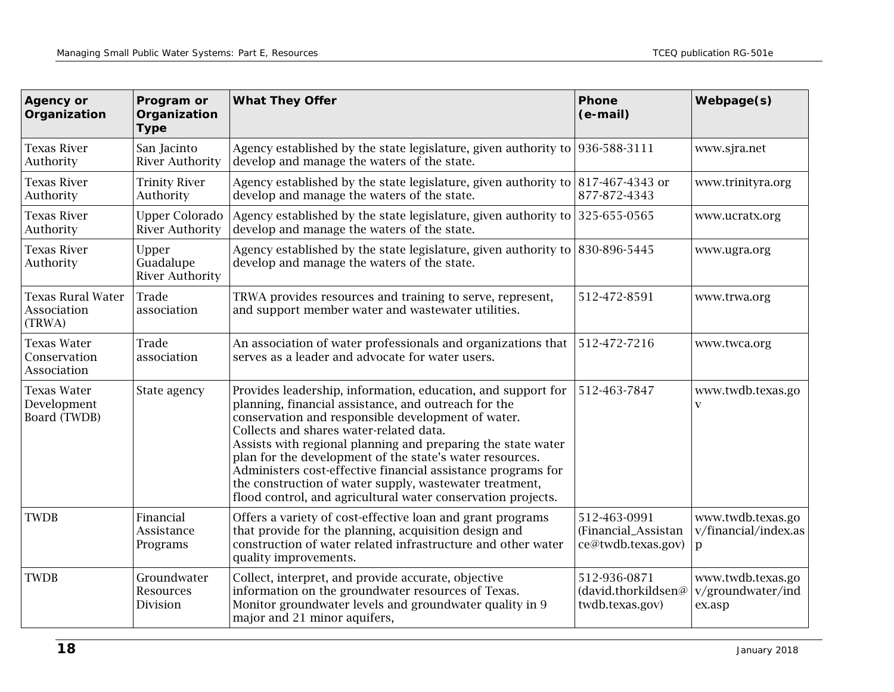| Agency or Organization | Program or Organization Type | What They Offer | Phone (e-mail) | Webpage(s) |
|---|---|---|---|---|
| Texas River Authority | San Jacinto River Authority | Agency established by the state legislature, given authority to develop and manage the waters of the state. | 936-588-3111 | www.sjra.net |
| Texas River Authority | Trinity River Authority | Agency established by the state legislature, given authority to develop and manage the waters of the state. | 817-467-4343 or 877-872-4343 | www.trinityra.org |
| Texas River Authority | Upper Colorado River Authority | Agency established by the state legislature, given authority to develop and manage the waters of the state. | 325-655-0565 | www.ucratx.org |
| Texas River Authority | Upper Guadalupe River Authority | Agency established by the state legislature, given authority to develop and manage the waters of the state. | 830-896-5445 | www.ugra.org |
| Texas Rural Water Association (TRWA) | Trade association | TRWA provides resources and training to serve, represent, and support member water and wastewater utilities. | 512-472-8591 | www.trwa.org |
| Texas Water Conservation Association | Trade association | An association of water professionals and organizations that serves as a leader and advocate for water users. | 512-472-7216 | www.twca.org |
| Texas Water Development Board (TWDB) | State agency | Provides leadership, information, education, and support for planning, financial assistance, and outreach for the conservation and responsible development of water. Collects and shares water-related data. Assists with regional planning and preparing the state water plan for the development of the state's water resources. Administers cost-effective financial assistance programs for the construction of water supply, wastewater treatment, flood control, and agricultural water conservation projects. | 512-463-7847 | www.twdb.texas.gov |
| TWDB | Financial Assistance Programs | Offers a variety of cost-effective loan and grant programs that provide for the planning, acquisition design and construction of water related infrastructure and other water quality improvements. | 512-463-0991 (Financial_Assistance@twdb.texas.gov) | www.twdb.texas.gov/financial/index.asp |
| TWDB | Groundwater Resources Division | Collect, interpret, and provide accurate, objective information on the groundwater resources of Texas. Monitor groundwater levels and groundwater quality in 9 major and 21 minor aquifers, | 512-936-0871 (david.thorkildsen@twdb.texas.gov) | www.twdb.texas.gov/groundwater/index.asp |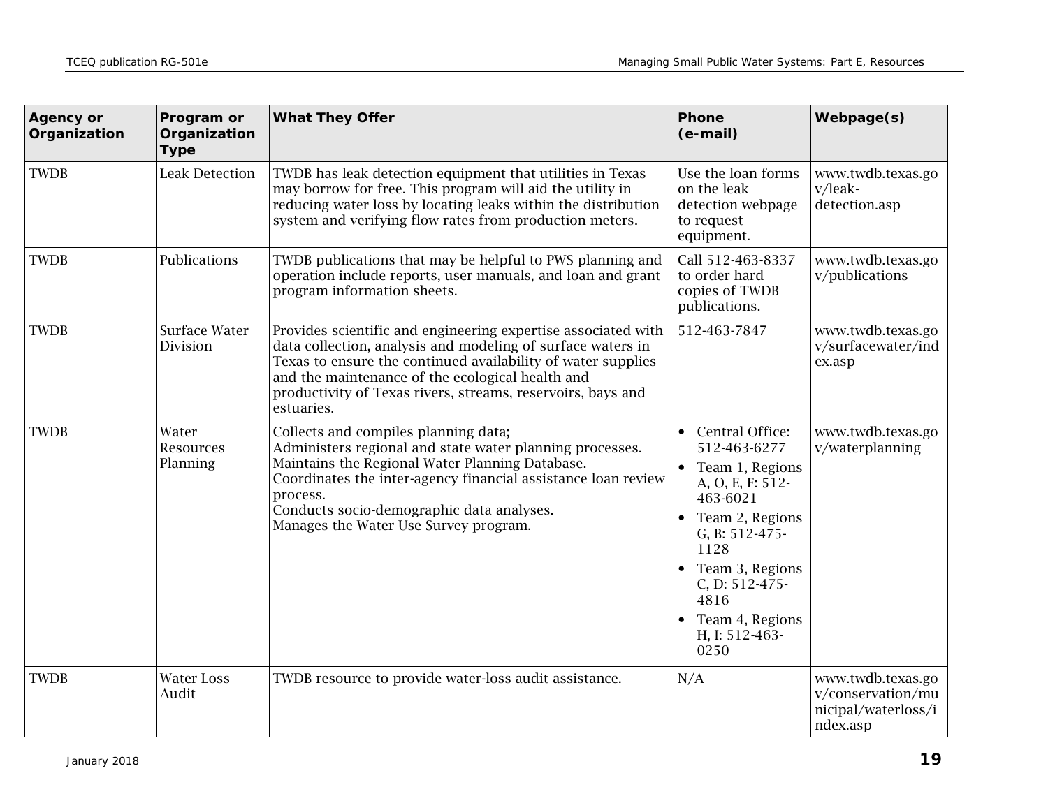| Agency or Organization | Program or Organization Type | What They Offer | Phone (e-mail) | Webpage(s) |
|---|---|---|---|---|
| TWDB | Leak Detection | TWDB has leak detection equipment that utilities in Texas may borrow for free. This program will aid the utility in reducing water loss by locating leaks within the distribution system and verifying flow rates from production meters. | Use the loan forms on the leak detection webpage to request equipment. | www.twdb.texas.gov/leak-detection.asp |
| TWDB | Publications | TWDB publications that may be helpful to PWS planning and operation include reports, user manuals, and loan and grant program information sheets. | Call 512-463-8337 to order hard copies of TWDB publications. | www.twdb.texas.gov/publications |
| TWDB | Surface Water Division | Provides scientific and engineering expertise associated with data collection, analysis and modeling of surface waters in Texas to ensure the continued availability of water supplies and the maintenance of the ecological health and productivity of Texas rivers, streams, reservoirs, bays and estuaries. | 512-463-7847 | www.twdb.texas.gov/surfacewater/index.asp |
| TWDB | Water Resources Planning | Collects and compiles planning data; Administers regional and state water planning processes. Maintains the Regional Water Planning Database. Coordinates the inter-agency financial assistance loan review process. Conducts socio-demographic data analyses. Manages the Water Use Survey program. | • Central Office: 512-463-6277 • Team 1, Regions A, O, E, F: 512-463-6021 • Team 2, Regions G, B: 512-475-1128 • Team 3, Regions C, D: 512-475-4816 • Team 4, Regions H, I: 512-463-0250 | www.twdb.texas.gov/waterplanning |
| TWDB | Water Loss Audit | TWDB resource to provide water-loss audit assistance. | N/A | www.twdb.texas.gov/conservation/municipal/waterloss/index.asp |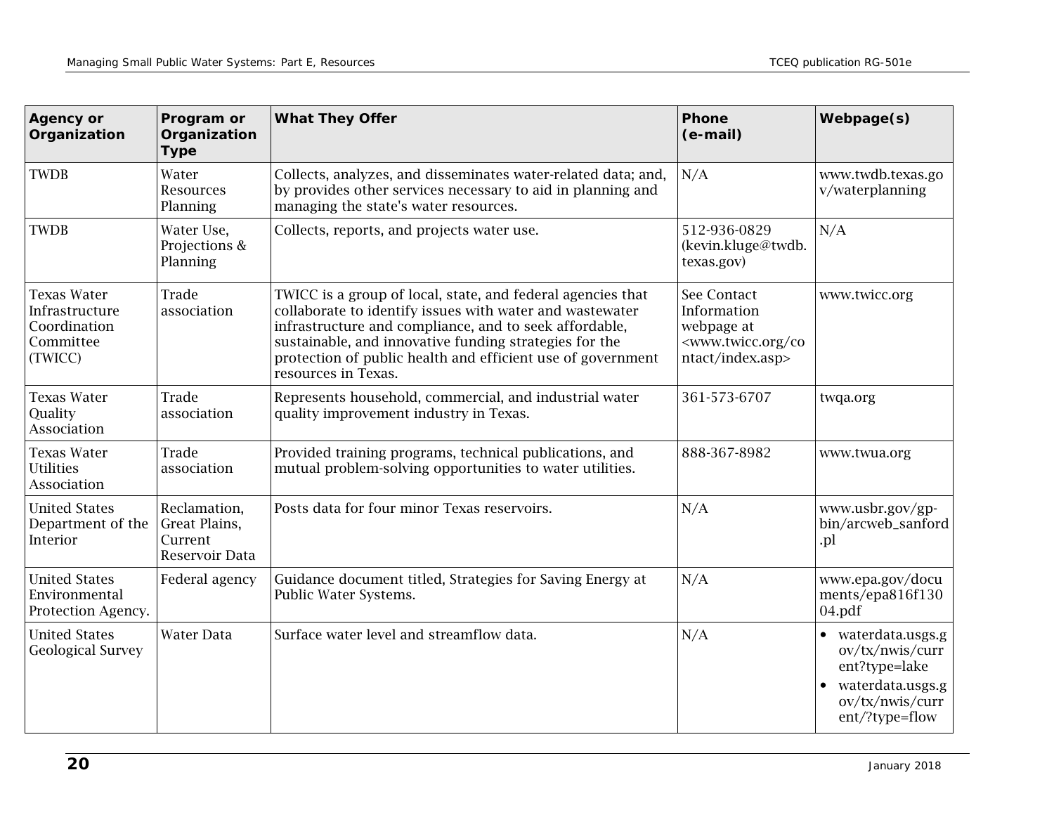| Agency or Organization | Program or Organization Type | What They Offer | Phone (e-mail) | Webpage(s) |
|---|---|---|---|---|
| TWDB | Water Resources Planning | Collects, analyzes, and disseminates water-related data; and, by provides other services necessary to aid in planning and managing the state's water resources. | N/A | www.twdb.texas.gov/waterplanning |
| TWDB | Water Use, Projections & Planning | Collects, reports, and projects water use. | 512-936-0829 (kevin.kluge@twdb.texas.gov) | N/A |
| Texas Water Infrastructure Coordination Committee (TWICC) | Trade association | TWICC is a group of local, state, and federal agencies that collaborate to identify issues with water and wastewater infrastructure and compliance, and to seek affordable, sustainable, and innovative funding strategies for the protection of public health and efficient use of government resources in Texas. | See Contact Information webpage at <www.twicc.org/contact/index.asp> | www.twicc.org |
| Texas Water Quality Association | Trade association | Represents household, commercial, and industrial water quality improvement industry in Texas. | 361-573-6707 | twqa.org |
| Texas Water Utilities Association | Trade association | Provided training programs, technical publications, and mutual problem-solving opportunities to water utilities. | 888-367-8982 | www.twua.org |
| United States Department of the Interior | Reclamation, Great Plains, Current Reservoir Data | Posts data for four minor Texas reservoirs. | N/A | www.usbr.gov/gp-bin/arcweb_sanford.pl |
| United States Environmental Protection Agency. | Federal agency | Guidance document titled, Strategies for Saving Energy at Public Water Systems. | N/A | www.epa.gov/documents/epa816f13004.pdf |
| United States Geological Survey | Water Data | Surface water level and streamflow data. | N/A | • waterdata.usgs.gov/tx/nwis/current?type=lake<br>• waterdata.usgs.gov/tx/nwis/current/?type=flow |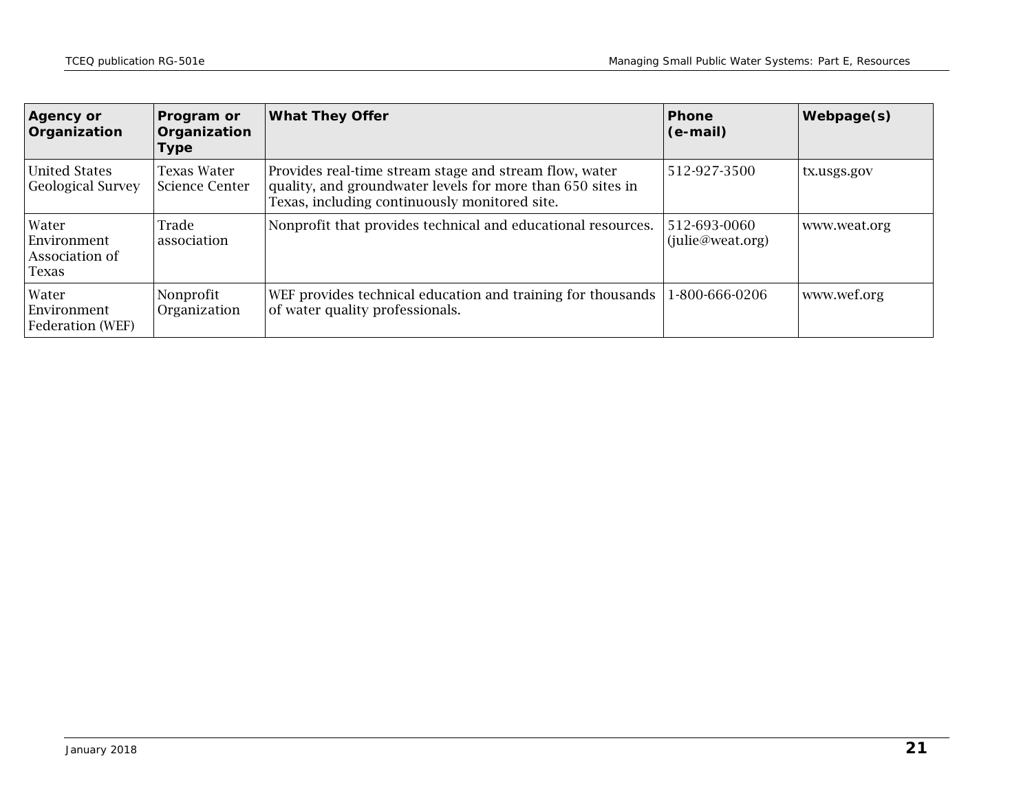| Agency or Organization | Program or Organization Type | What They Offer | Phone (e-mail) | Webpage(s) |
|---|---|---|---|---|
| United States Geological Survey | Texas Water Science Center | Provides real-time stream stage and stream flow, water quality, and groundwater levels for more than 650 sites in Texas, including continuously monitored site. | 512-927-3500 | tx.usgs.gov |
| Water Environment Association of Texas | Trade association | Nonprofit that provides technical and educational resources. | 512-693-0060 (julie@weat.org) | www.weat.org |
| Water Environment Federation (WEF) | Nonprofit Organization | WEF provides technical education and training for thousands of water quality professionals. | 1-800-666-0206 | www.wef.org |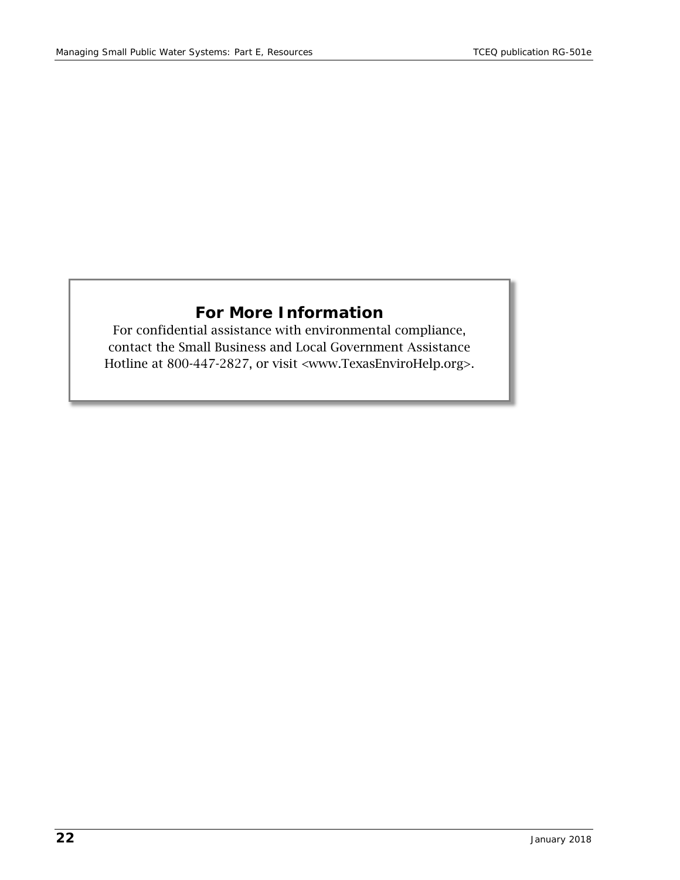## For More Information

For confidential assistance with environmental compliance, contact the Small Business and Local Government Assistance Hotline at 800-447-2827, or visit <www.TexasEnviroHelp.org>.